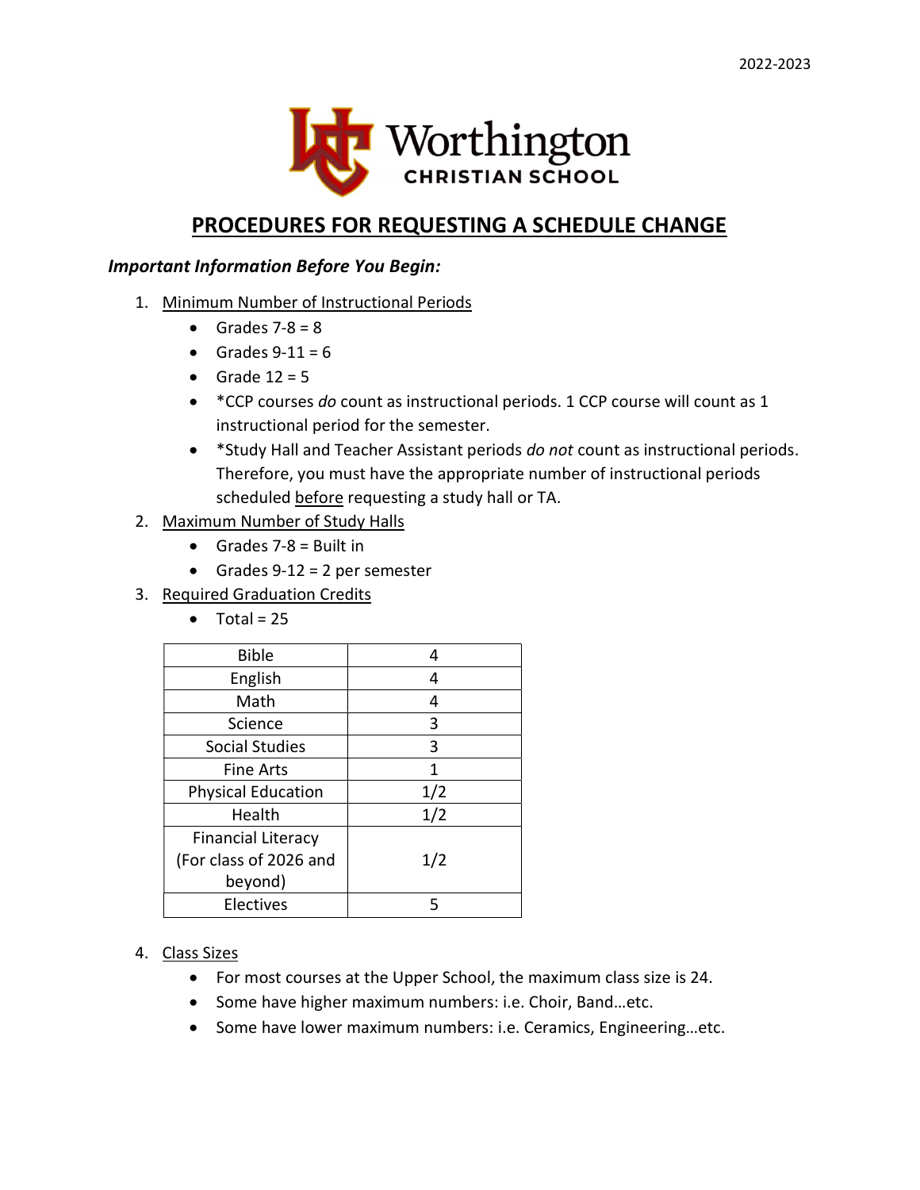2022-2023

Worthington CHRISTIAN SCHOOL

# PROCEDURES FOR REQUESTING A SCHEDULE CHANGE

***Important Information Before You Begin:***

1. Minimum Number of Instructional Periods
   - Grades 7-8 = 8
   - Grades 9-11 = 6
   - Grade 12 = 5
   - *CCP courses *do* count as instructional periods. 1 CCP course will count as 1 instructional period for the semester.
   - *Study Hall and Teacher Assistant periods *do not* count as instructional periods. Therefore, you must have the appropriate number of instructional periods scheduled before requesting a study hall or TA.
2. Maximum Number of Study Halls
   - Grades 7-8 = Built in
   - Grades 9-12 = 2 per semester
3. Required Graduation Credits
   - Total = 25

| Subject | Credits |
|---|---|
| Bible | 4 |
| English | 4 |
| Math | 4 |
| Science | 3 |
| Social Studies | 3 |
| Fine Arts | 1 |
| Physical Education | 1/2 |
| Health | 1/2 |
| Financial Literacy (For class of 2026 and beyond) | 1/2 |
| Electives | 5 |

4. Class Sizes
   - For most courses at the Upper School, the maximum class size is 24.
   - Some have higher maximum numbers: i.e. Choir, Band…etc.
   - Some have lower maximum numbers: i.e. Ceramics, Engineering…etc.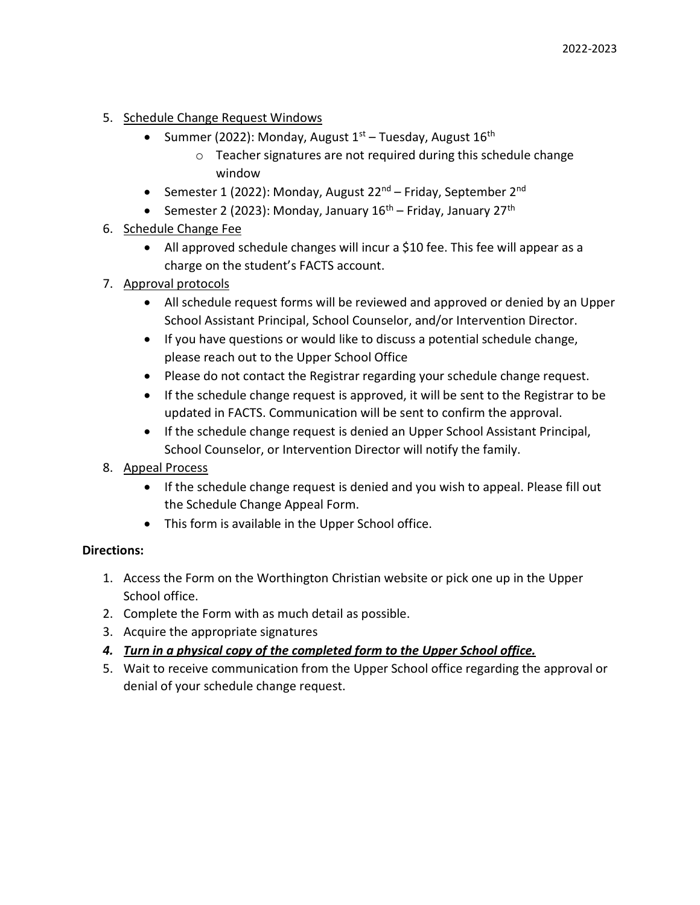5. <u>Schedule Change Request Windows</u>
   - Summer (2022): Monday, August 1st – Tuesday, August 16th
     - Teacher signatures are not required during this schedule change window
   - Semester 1 (2022): Monday, August 22nd – Friday, September 2nd
   - Semester 2 (2023): Monday, January 16th – Friday, January 27th
6. <u>Schedule Change Fee</u>
   - All approved schedule changes will incur a $10 fee. This fee will appear as a charge on the student's FACTS account.
7. <u>Approval protocols</u>
   - All schedule request forms will be reviewed and approved or denied by an Upper School Assistant Principal, School Counselor, and/or Intervention Director.
   - If you have questions or would like to discuss a potential schedule change, please reach out to the Upper School Office
   - Please do not contact the Registrar regarding your schedule change request.
   - If the schedule change request is approved, it will be sent to the Registrar to be updated in FACTS. Communication will be sent to confirm the approval.
   - If the schedule change request is denied an Upper School Assistant Principal, School Counselor, or Intervention Director will notify the family.
8. <u>Appeal Process</u>
   - If the schedule change request is denied and you wish to appeal. Please fill out the Schedule Change Appeal Form.
   - This form is available in the Upper School office.

**Directions:**

1. Access the Form on the Worthington Christian website or pick one up in the Upper School office.
2. Complete the Form with as much detail as possible.
3. Acquire the appropriate signatures
4. ***<u>Turn in a physical copy of the completed form to the Upper School office.</u>***
5. Wait to receive communication from the Upper School office regarding the approval or denial of your schedule change request.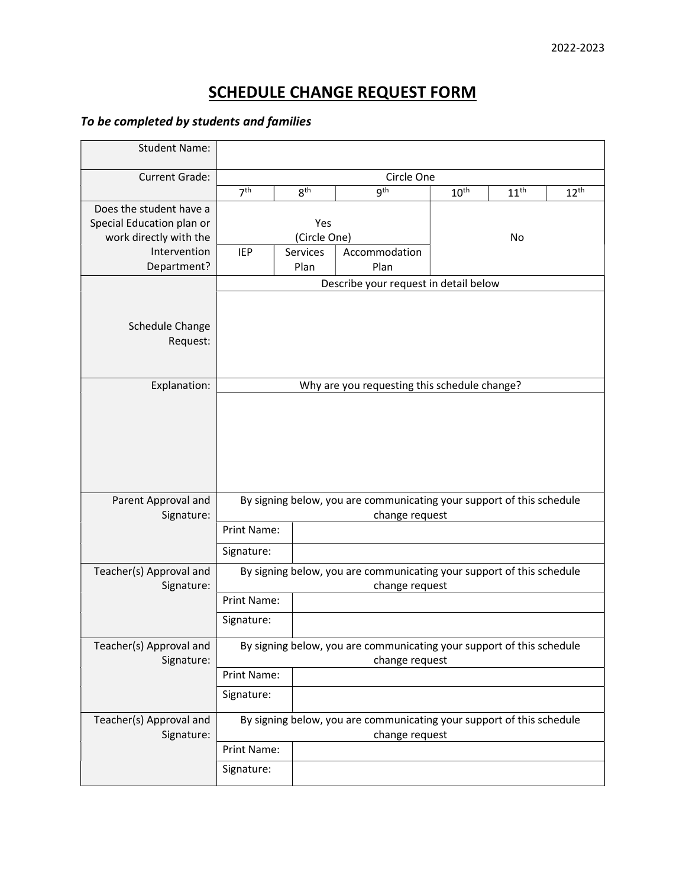2022-2023

# SCHEDULE CHANGE REQUEST FORM

***To be completed by students and families***

| | | | | | | |
|---|---|---|---|---|---|---|
| Student Name: | | | | | | |
| Current Grade: | Circle One | | | | | |
| | 7th | 8th | 9th | 10th | 11th | 12th |
| Does the student have a Special Education plan or work directly with the Intervention Department? | Yes (Circle One) | | | No | | |
| | IEP | Services Plan | Accommodation Plan | | | |
| Schedule Change Request: | Describe your request in detail below | | | | | |
| | | | | | | |
| Explanation: | Why are you requesting this schedule change? | | | | | |
| | | | | | | |
| Parent Approval and Signature: | By signing below, you are communicating your support of this schedule change request | | | | | |
| | Print Name: | | | | | |
| | Signature: | | | | | |
| Teacher(s) Approval and Signature: | By signing below, you are communicating your support of this schedule change request | | | | | |
| | Print Name: | | | | | |
| | Signature: | | | | | |
| Teacher(s) Approval and Signature: | By signing below, you are communicating your support of this schedule change request | | | | | |
| | Print Name: | | | | | |
| | Signature: | | | | | |
| Teacher(s) Approval and Signature: | By signing below, you are communicating your support of this schedule change request | | | | | |
| | Print Name: | | | | | |
| | Signature: | | | | | |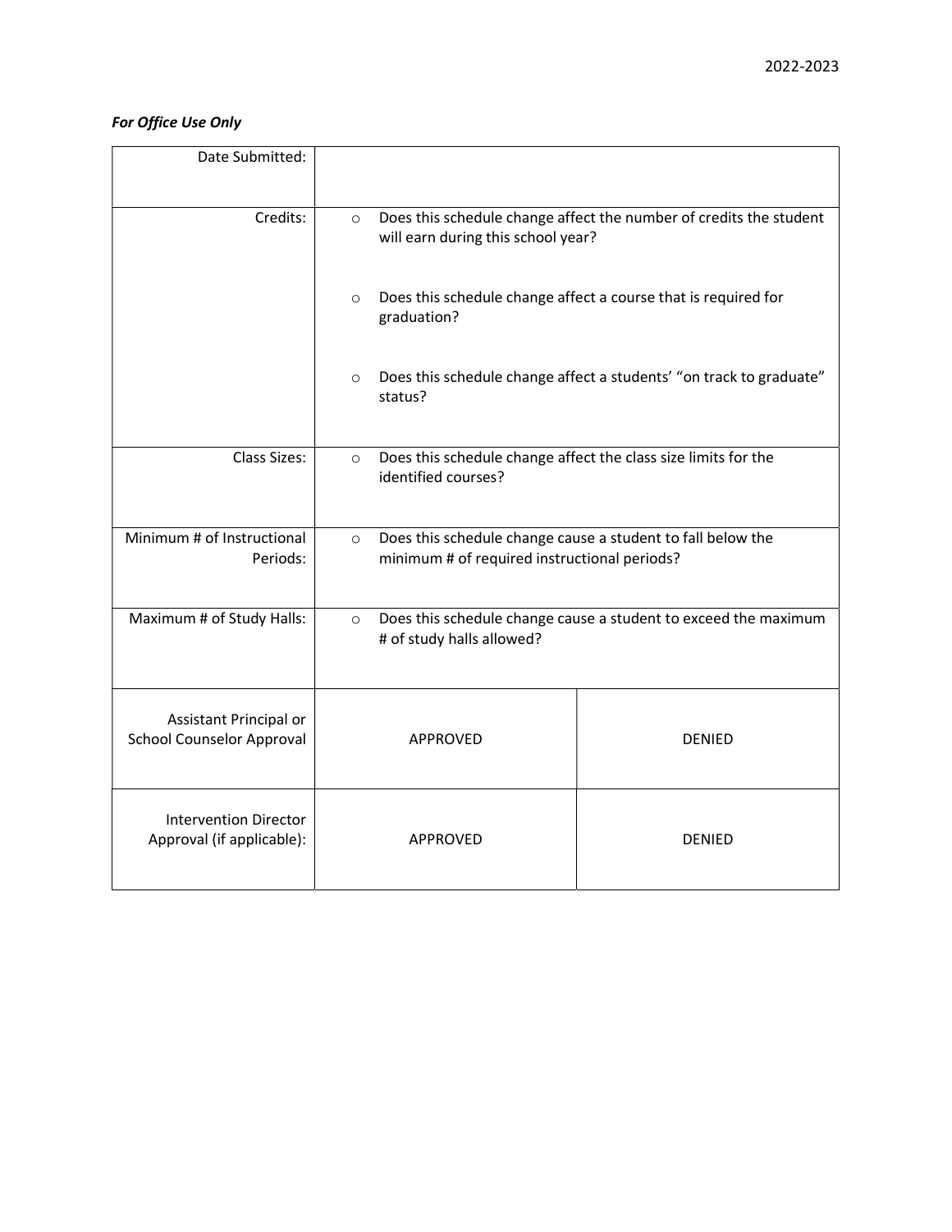2022-2023

***For Office Use Only***

| | | |
|---|---|---|
| Date Submitted: | | |
| Credits: | ○ Does this schedule change affect the number of credits the student will earn during this school year?<br><br>○ Does this schedule change affect a course that is required for graduation?<br><br>○ Does this schedule change affect a students' "on track to graduate" status? | |
| Class Sizes: | ○ Does this schedule change affect the class size limits for the identified courses? | |
| Minimum # of Instructional Periods: | ○ Does this schedule change cause a student to fall below the minimum # of required instructional periods? | |
| Maximum # of Study Halls: | ○ Does this schedule change cause a student to exceed the maximum # of study halls allowed? | |
| Assistant Principal or School Counselor Approval | APPROVED | DENIED |
| Intervention Director Approval (if applicable): | APPROVED | DENIED |